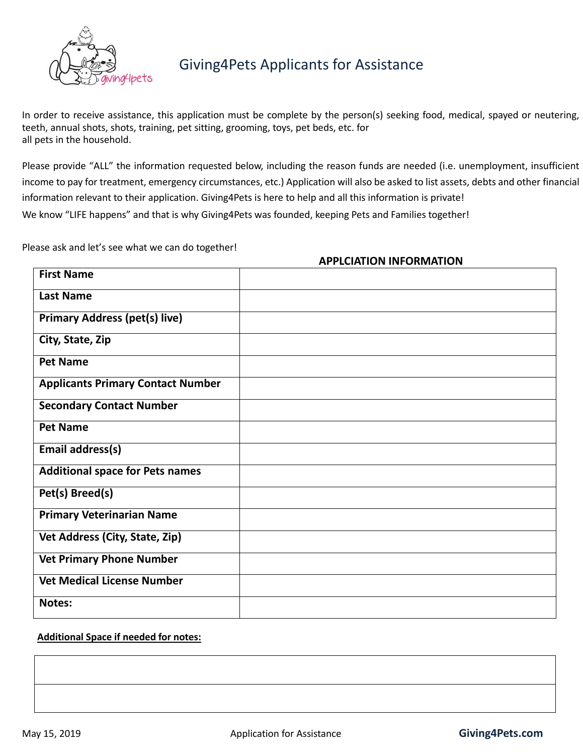# Giving4Pets Applicants for Assistance

In order to receive assistance, this application must be complete by the person(s) seeking food, medical, spayed or neutering, teeth, annual shots, shots, training, pet sitting, grooming, toys, pet beds, etc. for all pets in the household.

Please provide "ALL" the information requested below, including the reason funds are needed (i.e. unemployment, insufficient income to pay for treatment, emergency circumstances, etc.) Application will also be asked to list assets, debts and other financial information relevant to their application. Giving4Pets is here to help and all this information is private!

We know "LIFE happens" and that is why Giving4Pets was founded, keeping Pets and Families together!

Please ask and let's see what we can do together!

**APPLCIATION INFORMATION**

| | |
|---|---|
| **First Name** | |
| **Last Name** | |
| **Primary Address (pet(s) live)** | |
| **City, State, Zip** | |
| **Pet Name** | |
| **Applicants Primary Contact Number** | |
| **Secondary Contact Number** | |
| **Pet Name** | |
| **Email address(s)** | |
| **Additional space for Pets names** | |
| **Pet(s) Breed(s)** | |
| **Primary Veterinarian Name** | |
| **Vet Address (City, State, Zip)** | |
| **Vet Primary Phone Number** | |
| **Vet Medical License Number** | |
| **Notes:** | |

**Additional Space if needed for notes:**

| |
|---|
| |
| |

May 15, 2019 Application for Assistance **Giving4Pets.com**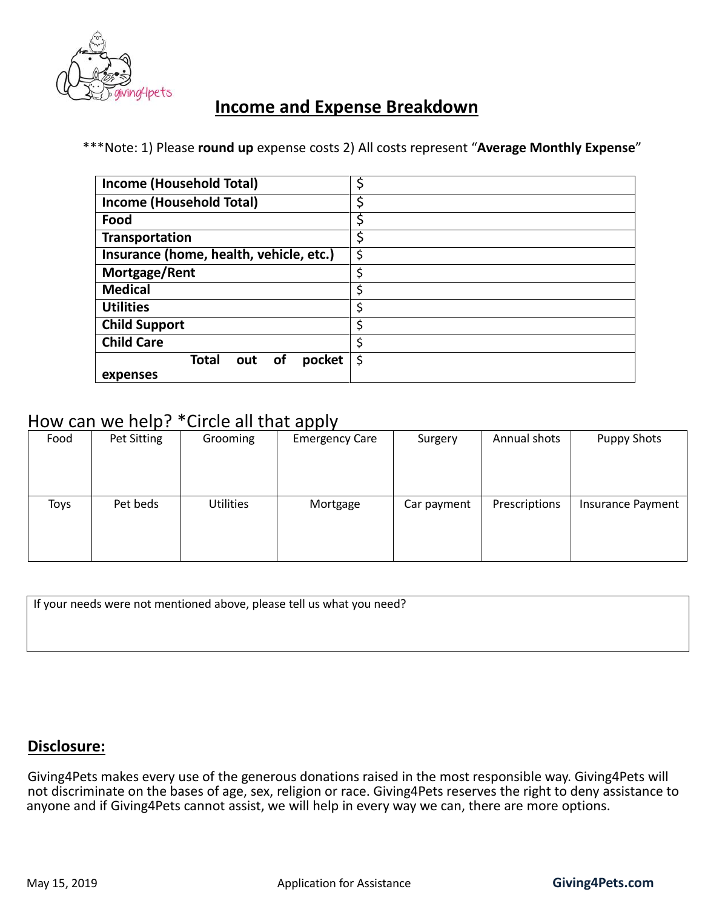## Income and Expense Breakdown

***Note: 1) Please **round up** expense costs 2) All costs represent "**Average Monthly Expense**"

| | |
|---|---|
| **Income (Household Total)** | $ |
| **Income (Household Total)** | $ |
| **Food** | $ |
| **Transportation** | $ |
| **Insurance (home, health, vehicle, etc.)** | $ |
| **Mortgage/Rent** | $ |
| **Medical** | $ |
| **Utilities** | $ |
| **Child Support** | $ |
| **Child Care** | $ |
| **Total out of pocket expenses** | $ |

How can we help? *Circle all that apply

| | | | | | | |
|---|---|---|---|---|---|---|
| Food | Pet Sitting | Grooming | Emergency Care | Surgery | Annual shots | Puppy Shots |
| Toys | Pet beds | Utilities | Mortgage | Car payment | Prescriptions | Insurance Payment |

| |
|---|
| If your needs were not mentioned above, please tell us what you need? |

## Disclosure:

Giving4Pets makes every use of the generous donations raised in the most responsible way. Giving4Pets will not discriminate on the bases of age, sex, religion or race. Giving4Pets reserves the right to deny assistance to anyone and if Giving4Pets cannot assist, we will help in every way we can, there are more options.

May 15, 2019 Application for Assistance **Giving4Pets.com**